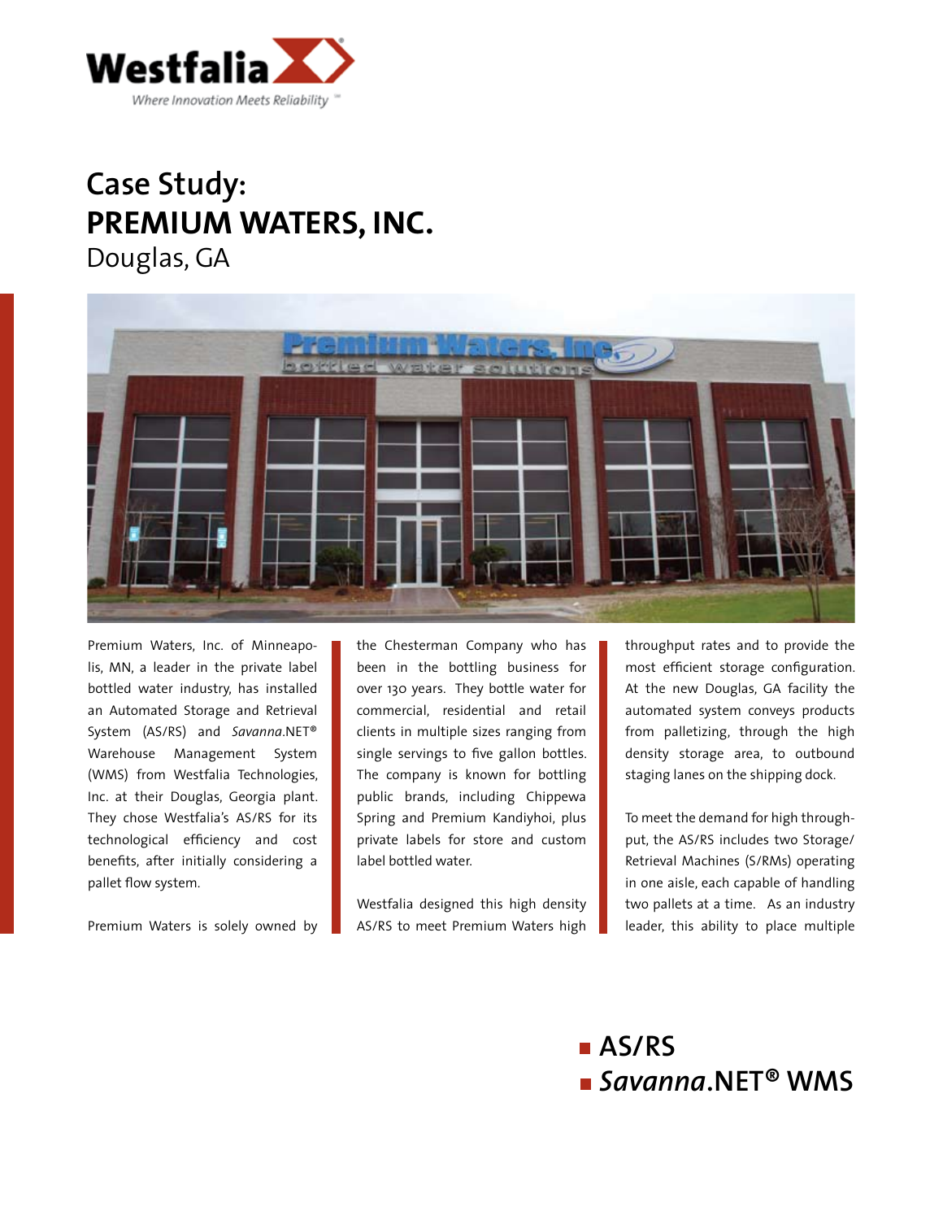Westfalia

Where Innovation Meets Reliability™

# Case Study:
# PREMIUM WATERS, INC.
## Douglas, GA

Premium Waters, Inc. of Minneapolis, MN, a leader in the private label bottled water industry, has installed an Automated Storage and Retrieval System (AS/RS) and *Savanna*.NET® Warehouse Management System (WMS) from Westfalia Technologies, Inc. at their Douglas, Georgia plant. They chose Westfalia's AS/RS for its technological efficiency and cost benefits, after initially considering a pallet flow system.

Premium Waters is solely owned by the Chesterman Company who has been in the bottling business for over 130 years. They bottle water for commercial, residential and retail clients in multiple sizes ranging from single servings to five gallon bottles. The company is known for bottling public brands, including Chippewa Spring and Premium Kandiyhoi, plus private labels for store and custom label bottled water.

Westfalia designed this high density AS/RS to meet Premium Waters high throughput rates and to provide the most efficient storage configuration. At the new Douglas, GA facility the automated system conveys products from palletizing, through the high density storage area, to outbound staging lanes on the shipping dock.

To meet the demand for high throughput, the AS/RS includes two Storage/Retrieval Machines (S/RMs) operating in one aisle, each capable of handling two pallets at a time. As an industry leader, this ability to place multiple

- **AS/RS**
- ***Savanna*.NET® WMS**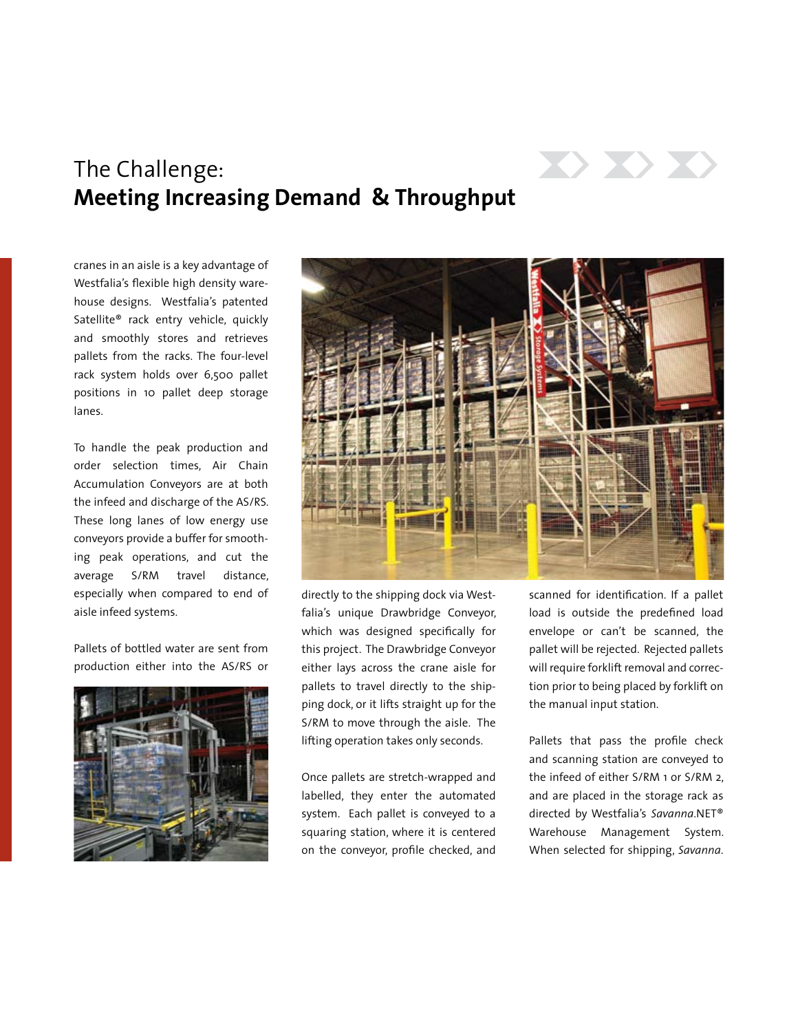# The Challenge: **Meeting Increasing Demand & Throughput**

cranes in an aisle is a key advantage of Westfalia's flexible high density warehouse designs. Westfalia's patented Satellite® rack entry vehicle, quickly and smoothly stores and retrieves pallets from the racks. The four-level rack system holds over 6,500 pallet positions in 10 pallet deep storage lanes.

To handle the peak production and order selection times, Air Chain Accumulation Conveyors are at both the infeed and discharge of the AS/RS. These long lanes of low energy use conveyors provide a buffer for smoothing peak operations, and cut the average S/RM travel distance, especially when compared to end of aisle infeed systems.

Pallets of bottled water are sent from production either into the AS/RS or directly to the shipping dock via Westfalia's unique Drawbridge Conveyor, which was designed specifically for this project. The Drawbridge Conveyor either lays across the crane aisle for pallets to travel directly to the shipping dock, or it lifts straight up for the S/RM to move through the aisle. The lifting operation takes only seconds.

Once pallets are stretch-wrapped and labelled, they enter the automated system. Each pallet is conveyed to a squaring station, where it is centered on the conveyor, profile checked, and scanned for identification. If a pallet load is outside the predefined load envelope or can't be scanned, the pallet will be rejected. Rejected pallets will require forklift removal and correction prior to being placed by forklift on the manual input station.

Pallets that pass the profile check and scanning station are conveyed to the infeed of either S/RM 1 or S/RM 2, and are placed in the storage rack as directed by Westfalia's *Savanna*.NET® Warehouse Management System. When selected for shipping, *Savanna*.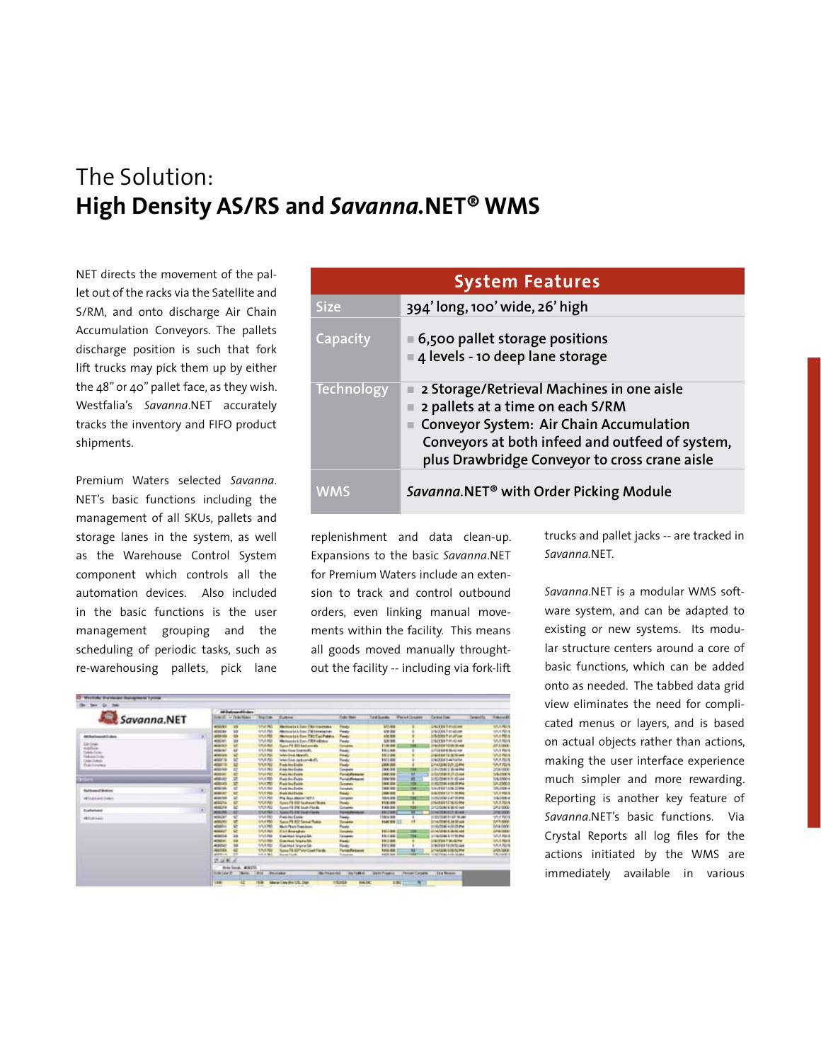# The Solution:
## High Density AS/RS and *Savanna*.NET® WMS

NET directs the movement of the pallet out of the racks via the Satellite and S/RM, and onto discharge Air Chain Accumulation Conveyors. The pallets discharge position is such that fork lift trucks may pick them up by either the 48" or 40" pallet face, as they wish. Westfalia's *Savanna*.NET accurately tracks the inventory and FIFO product shipments.

Premium Waters selected *Savanna*.NET's basic functions including the management of all SKUs, pallets and storage lanes in the system, as well as the Warehouse Control System component which controls all the automation devices. Also included in the basic functions is the user management grouping and the scheduling of periodic tasks, such as re-warehousing pallets, pick lane replenishment and data clean-up. Expansions to the basic *Savanna*.NET for Premium Waters include an extension to track and control outbound orders, even linking manual movements within the facility. This means all goods moved manually throughtout the facility -- including via fork-lift trucks and pallet jacks -- are tracked in *Savanna*.NET.

*Savanna*.NET is a modular WMS software system, and can be adapted to existing or new systems. Its modular structure centers around a core of basic functions, which can be added onto as needed. The tabbed data grid view eliminates the need for complicated menus or layers, and is based on actual objects rather than actions, making the user interface experience much simpler and more rewarding. Reporting is another key feature of *Savanna*.NET's basic functions. Via Crystal Reports all log files for the actions initiated by the WMS are immediately available in various

| System Features | |
|---|---|
| Size | 394' long, 100' wide, 26' high |
| Capacity | ■ 6,500 pallet storage positions<br>■ 4 levels - 10 deep lane storage |
| Technology | ■ 2 Storage/Retrieval Machines in one aisle<br>■ 2 pallets at a time on each S/RM<br>■ Conveyor System: Air Chain Accumulation Conveyors at both infeed and outfeed of system, plus Drawbridge Conveyor to cross crane aisle |
| WMS | *Savanna*.NET® with Order Picking Module |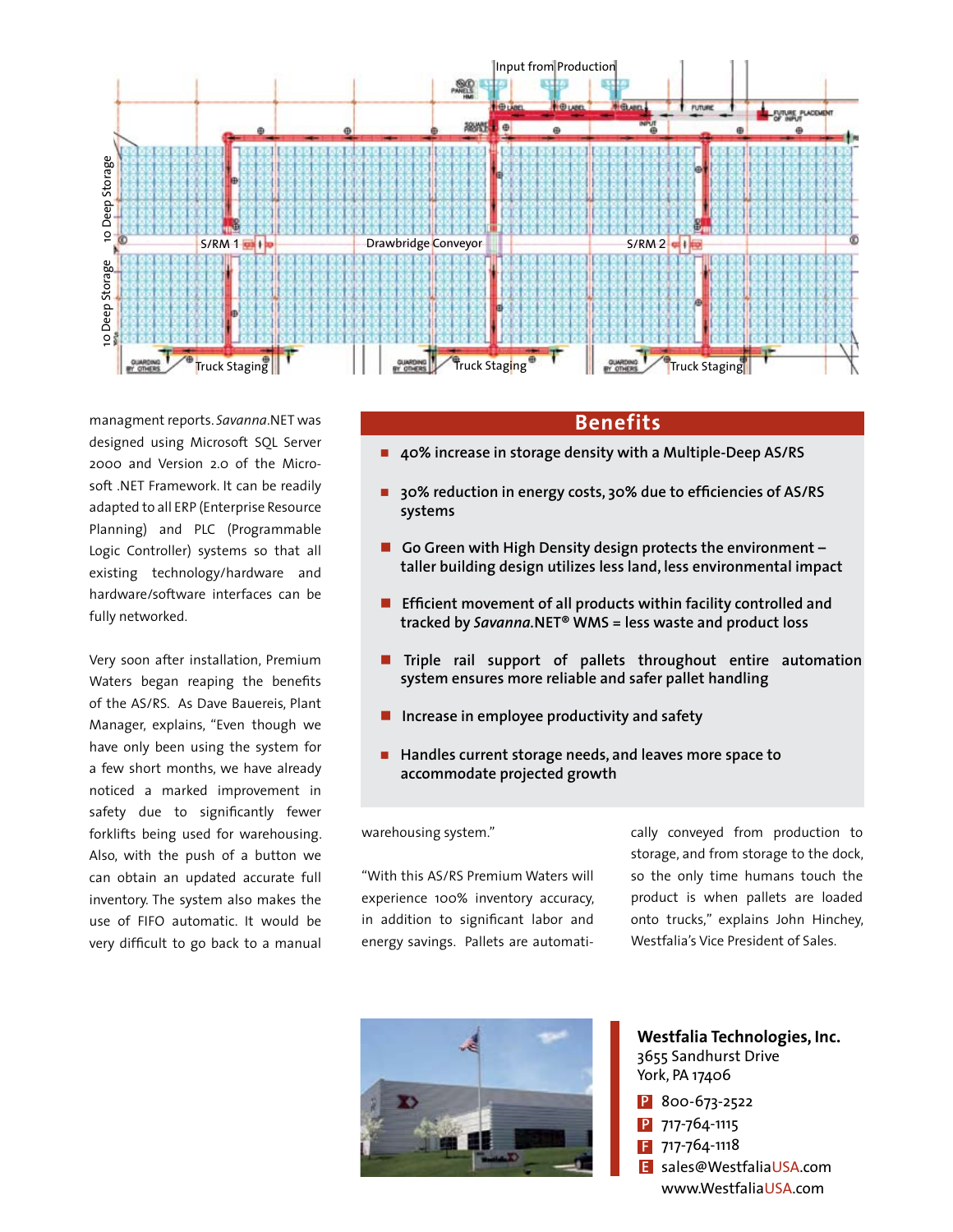Input from Production

10 Deep Storage

S/RM 1

Drawbridge Conveyor

S/RM 2

10 Deep Storage

Truck Staging

Truck Staging

Truck Staging

managment reports. *Savanna*.NET was designed using Microsoft SQL Server 2000 and Version 2.0 of the Microsoft .NET Framework. It can be readily adapted to all ERP (Enterprise Resource Planning) and PLC (Programmable Logic Controller) systems so that all existing technology/hardware and hardware/software interfaces can be fully networked.

Very soon after installation, Premium Waters began reaping the benefits of the AS/RS. As Dave Bauereis, Plant Manager, explains, "Even though we have only been using the system for a few short months, we have already noticed a marked improvement in safety due to significantly fewer forklifts being used for warehousing. Also, with the push of a button we can obtain an updated accurate full inventory. The system also makes the use of FIFO automatic. It would be very difficult to go back to a manual warehousing system."

"With this AS/RS Premium Waters will experience 100% inventory accuracy, in addition to significant labor and energy savings. Pallets are automatically conveyed from production to storage, and from storage to the dock, so the only time humans touch the product is when pallets are loaded onto trucks," explains John Hinchey, Westfalia's Vice President of Sales.

## Benefits

- **40% increase in storage density with a Multiple-Deep AS/RS**
- **30% reduction in energy costs, 30% due to efficiencies of AS/RS systems**
- **Go Green with High Density design protects the environment – taller building design utilizes less land, less environmental impact**
- **Efficient movement of all products within facility controlled and tracked by *Savanna*.NET® WMS = less waste and product loss**
- **Triple rail support of pallets throughout entire automation system ensures more reliable and safer pallet handling**
- **Increase in employee productivity and safety**
- **Handles current storage needs, and leaves more space to accommodate projected growth**

**Westfalia Technologies, Inc.**
3655 Sandhurst Drive
York, PA 17406

P 800-673-2522
P 717-764-1115
F 717-764-1118
E sales@WestfaliaUSA.com
www.WestfaliaUSA.com